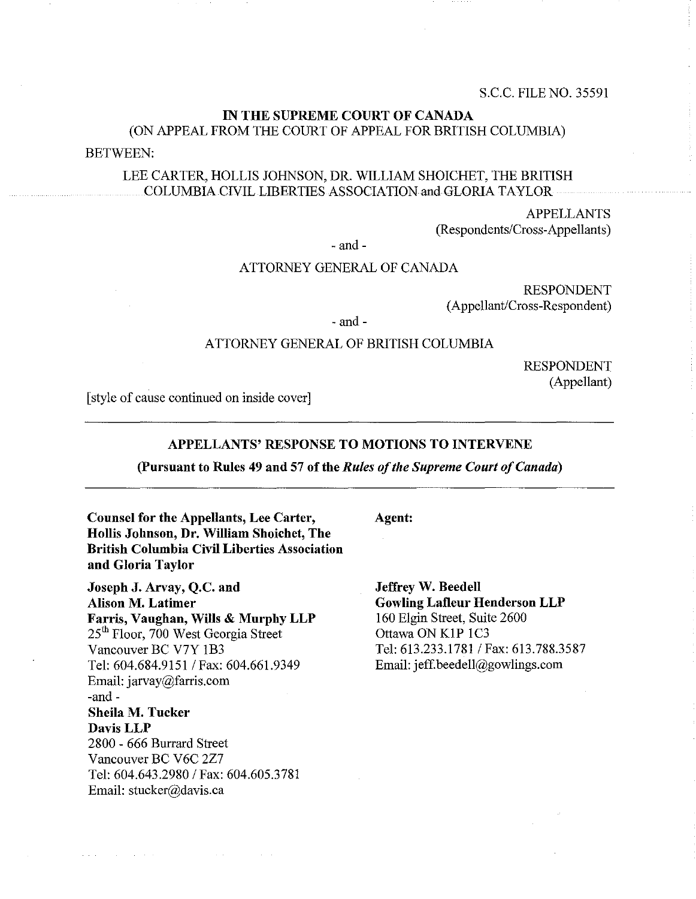S.C.C. FILE NO. 35591

**IN THE SUPREME COURT OF CANADA**

(ON APPEAL FROM THE COURT OF APPEAL FOR BRITISH COLUMBIA)

BETWEEN:

LEE CARTER, HOLLIS JOHNSON, DR. WILLIAM SHOICHET, THE BRITISH COLUMBIA CIVIL LIBERTIES ASSOCIATION and GLORIA TAYLOR

APPELLANTS
(Respondents/Cross-Appellants)

- and -

ATTORNEY GENERAL OF CANADA

RESPONDENT
(Appellant/Cross-Respondent)

- and -

ATTORNEY GENERAL OF BRITISH COLUMBIA

RESPONDENT
(Appellant)

[style of cause continued on inside cover]

---

**APPELLANTS' RESPONSE TO MOTIONS TO INTERVENE**

**(Pursuant to Rules 49 and 57 of the *Rules of the Supreme Court of Canada*)**

---

**Counsel for the Appellants, Lee Carter, Hollis Johnson, Dr. William Shoichet, The British Columbia Civil Liberties Association and Gloria Taylor**

**Joseph J. Arvay, Q.C. and**
**Alison M. Latimer**
**Farris, Vaughan, Wills & Murphy LLP**
25th Floor, 700 West Georgia Street
Vancouver BC V7Y 1B3
Tel: 604.684.9151 / Fax: 604.661.9349
Email: jarvay@farris.com
-and -
**Sheila M. Tucker**
**Davis LLP**
2800 - 666 Burrard Street
Vancouver BC V6C 2Z7
Tel: 604.643.2980 / Fax: 604.605.3781
Email: stucker@davis.ca

**Agent:**

**Jeffrey W. Beedell**
**Gowling Lafleur Henderson LLP**
160 Elgin Street, Suite 2600
Ottawa ON K1P 1C3
Tel: 613.233.1781 / Fax: 613.788.3587
Email: jeff.beedell@gowlings.com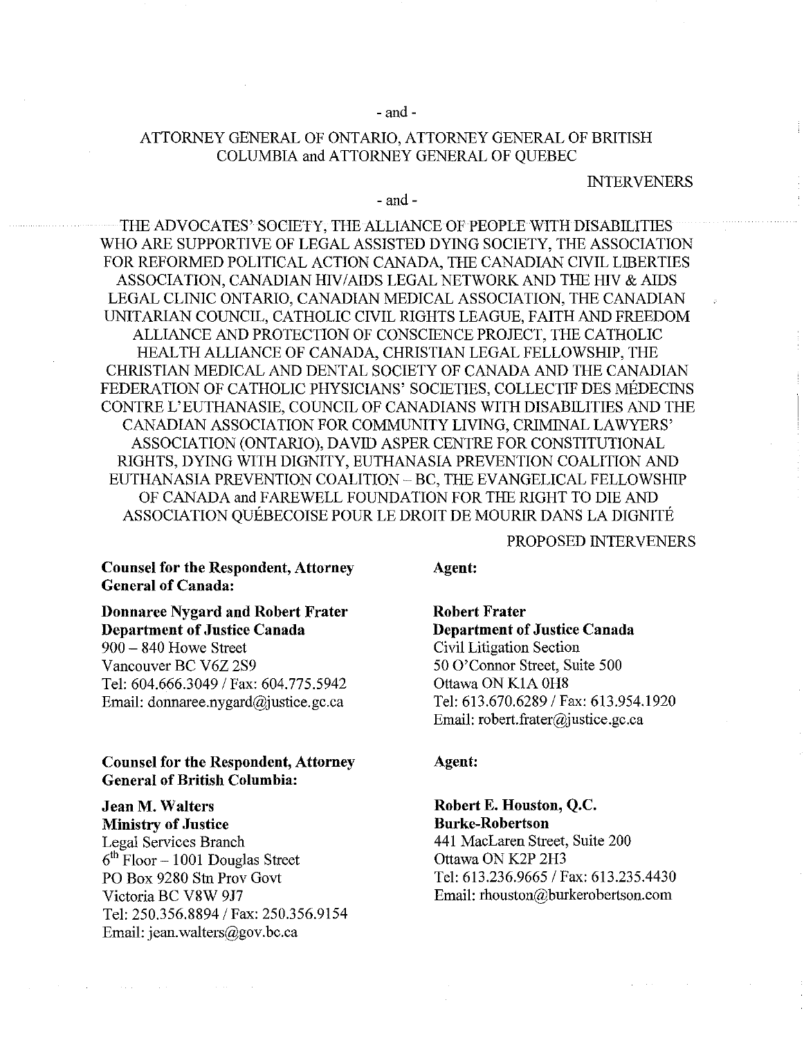- and -

ATTORNEY GENERAL OF ONTARIO, ATTORNEY GENERAL OF BRITISH COLUMBIA and ATTORNEY GENERAL OF QUEBEC

INTERVENERS

- and -

THE ADVOCATES' SOCIETY, THE ALLIANCE OF PEOPLE WITH DISABILITIES WHO ARE SUPPORTIVE OF LEGAL ASSISTED DYING SOCIETY, THE ASSOCIATION FOR REFORMED POLITICAL ACTION CANADA, THE CANADIAN CIVIL LIBERTIES ASSOCIATION, CANADIAN HIV/AIDS LEGAL NETWORK AND THE HIV & AIDS LEGAL CLINIC ONTARIO, CANADIAN MEDICAL ASSOCIATION, THE CANADIAN UNITARIAN COUNCIL, CATHOLIC CIVIL RIGHTS LEAGUE, FAITH AND FREEDOM ALLIANCE AND PROTECTION OF CONSCIENCE PROJECT, THE CATHOLIC HEALTH ALLIANCE OF CANADA, CHRISTIAN LEGAL FELLOWSHIP, THE CHRISTIAN MEDICAL AND DENTAL SOCIETY OF CANADA AND THE CANADIAN FEDERATION OF CATHOLIC PHYSICIANS' SOCIETIES, COLLECTIF DES MÉDECINS CONTRE L'EUTHANASIE, COUNCIL OF CANADIANS WITH DISABILITIES AND THE CANADIAN ASSOCIATION FOR COMMUNITY LIVING, CRIMINAL LAWYERS' ASSOCIATION (ONTARIO), DAVID ASPER CENTRE FOR CONSTITUTIONAL RIGHTS, DYING WITH DIGNITY, EUTHANASIA PREVENTION COALITION AND EUTHANASIA PREVENTION COALITION – BC, THE EVANGELICAL FELLOWSHIP OF CANADA and FAREWELL FOUNDATION FOR THE RIGHT TO DIE AND ASSOCIATION QUÉBECOISE POUR LE DROIT DE MOURIR DANS LA DIGNITÉ

PROPOSED INTERVENERS

**Counsel for the Respondent, Attorney General of Canada:**

**Donnaree Nygard and Robert Frater**
**Department of Justice Canada**
900 – 840 Howe Street
Vancouver BC V6Z 2S9
Tel: 604.666.3049 / Fax: 604.775.5942
Email: donnaree.nygard@justice.gc.ca

**Agent:**

**Robert Frater**
**Department of Justice Canada**
Civil Litigation Section
50 O'Connor Street, Suite 500
Ottawa ON K1A 0H8
Tel: 613.670.6289 / Fax: 613.954.1920
Email: robert.frater@justice.gc.ca

**Counsel for the Respondent, Attorney General of British Columbia:**

**Jean M. Walters**
**Ministry of Justice**
Legal Services Branch
6th Floor – 1001 Douglas Street
PO Box 9280 Stn Prov Govt
Victoria BC V8W 9J7
Tel: 250.356.8894 / Fax: 250.356.9154
Email: jean.walters@gov.bc.ca

**Agent:**

**Robert E. Houston, Q.C.**
**Burke-Robertson**
441 MacLaren Street, Suite 200
Ottawa ON K2P 2H3
Tel: 613.236.9665 / Fax: 613.235.4430
Email: rhouston@burkerobertson.com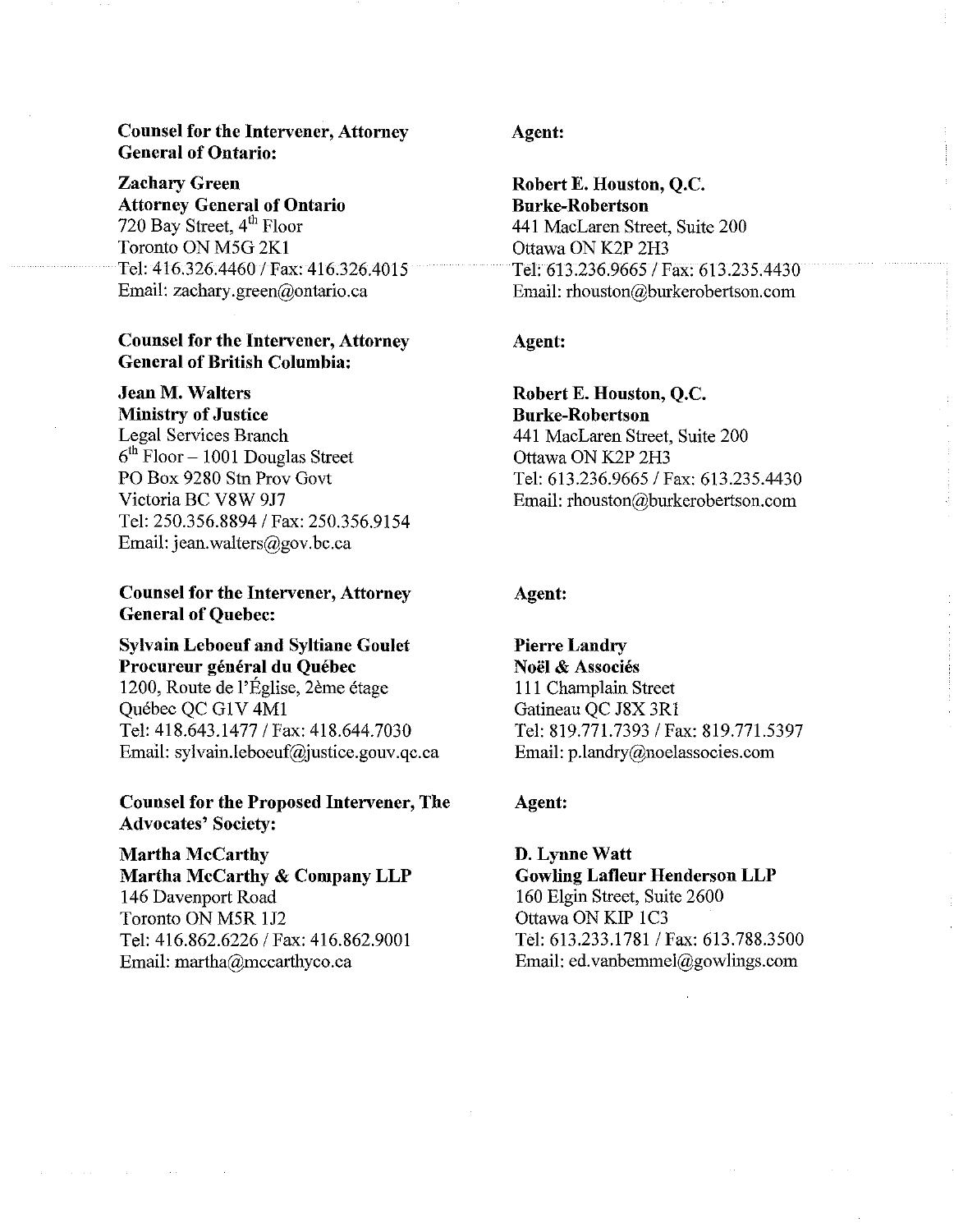**Counsel for the Intervener, Attorney General of Ontario:**

**Zachary Green**
**Attorney General of Ontario**
720 Bay Street, 4th Floor
Toronto ON M5G 2K1
Tel: 416.326.4460 / Fax: 416.326.4015
Email: zachary.green@ontario.ca

**Agent:**

**Robert E. Houston, Q.C.**
**Burke-Robertson**
441 MacLaren Street, Suite 200
Ottawa ON K2P 2H3
Tel: 613.236.9665 / Fax: 613.235.4430
Email: rhouston@burkerobertson.com

**Counsel for the Intervener, Attorney General of British Columbia:**

**Jean M. Walters**
**Ministry of Justice**
Legal Services Branch
6th Floor – 1001 Douglas Street
PO Box 9280 Stn Prov Govt
Victoria BC V8W 9J7
Tel: 250.356.8894 / Fax: 250.356.9154
Email: jean.walters@gov.bc.ca

**Agent:**

**Robert E. Houston, Q.C.**
**Burke-Robertson**
441 MacLaren Street, Suite 200
Ottawa ON K2P 2H3
Tel: 613.236.9665 / Fax: 613.235.4430
Email: rhouston@burkerobertson.com

**Counsel for the Intervener, Attorney General of Quebec:**

**Sylvain Leboeuf and Syltiane Goulet**
**Procureur général du Québec**
1200, Route de l'Église, 2ème étage
Québec QC G1V 4M1
Tel: 418.643.1477 / Fax: 418.644.7030
Email: sylvain.leboeuf@justice.gouv.qc.ca

**Agent:**

**Pierre Landry**
**Noël & Associés**
111 Champlain Street
Gatineau QC J8X 3R1
Tel: 819.771.7393 / Fax: 819.771.5397
Email: p.landry@noelassocies.com

**Counsel for the Proposed Intervener, The Advocates' Society:**

**Martha McCarthy**
**Martha McCarthy & Company LLP**
146 Davenport Road
Toronto ON M5R 1J2
Tel: 416.862.6226 / Fax: 416.862.9001
Email: martha@mccarthyco.ca

**Agent:**

**D. Lynne Watt**
**Gowling Lafleur Henderson LLP**
160 Elgin Street, Suite 2600
Ottawa ON K1P 1C3
Tel: 613.233.1781 / Fax: 613.788.3500
Email: ed.vanbemmel@gowlings.com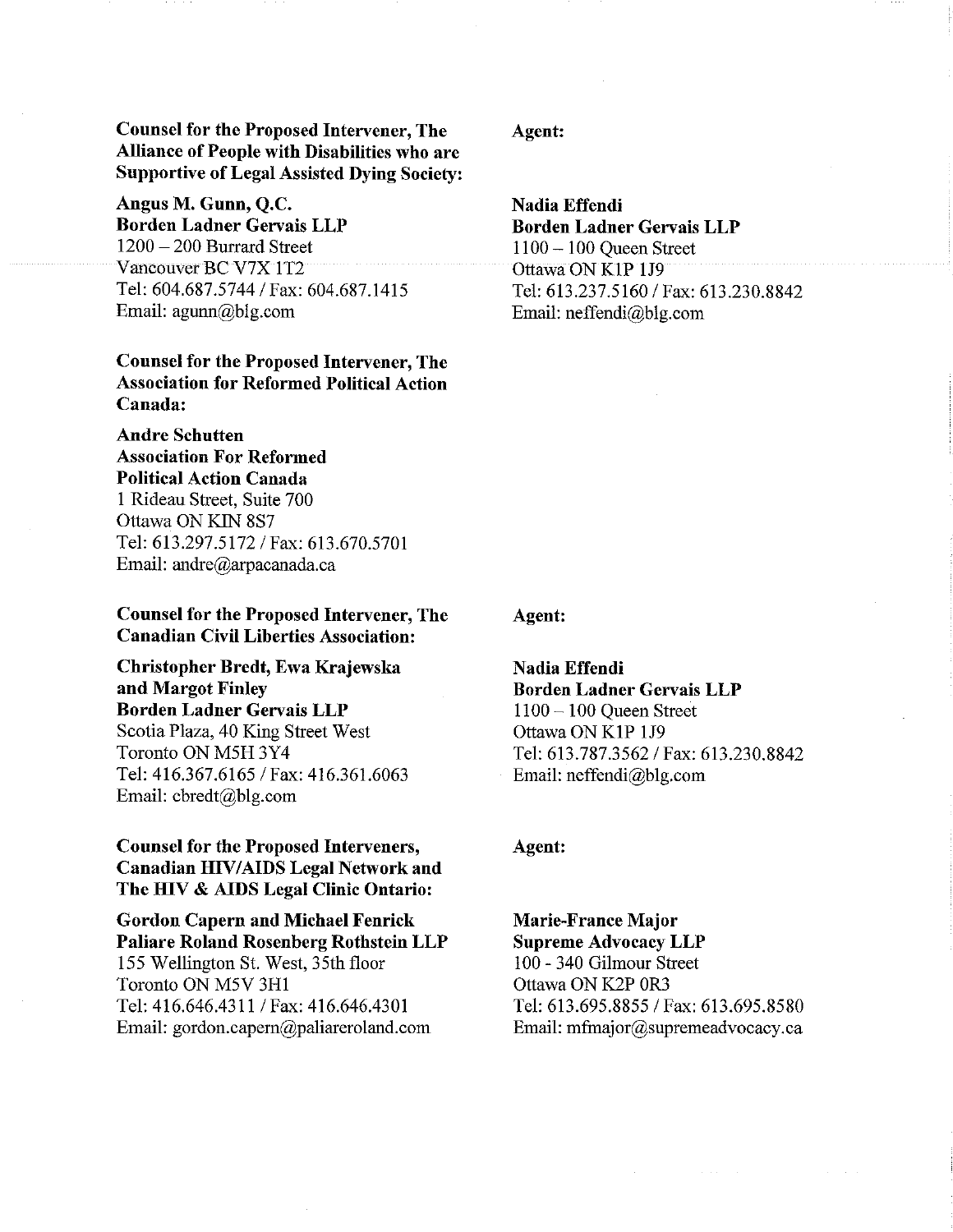**Counsel for the Proposed Intervener, The Alliance of People with Disabilities who are Supportive of Legal Assisted Dying Society:**

**Angus M. Gunn, Q.C.**
**Borden Ladner Gervais LLP**
1200 – 200 Burrard Street
Vancouver BC V7X 1T2
Tel: 604.687.5744 / Fax: 604.687.1415
Email: agunn@blg.com

**Agent:**

**Nadia Effendi**
**Borden Ladner Gervais LLP**
1100 – 100 Queen Street
Ottawa ON K1P 1J9
Tel: 613.237.5160 / Fax: 613.230.8842
Email: neffendi@blg.com

**Counsel for the Proposed Intervener, The Association for Reformed Political Action Canada:**

**Andre Schutten**
**Association For Reformed Political Action Canada**
1 Rideau Street, Suite 700
Ottawa ON KIN 8S7
Tel: 613.297.5172 / Fax: 613.670.5701
Email: andre@arpacanada.ca

**Counsel for the Proposed Intervener, The Canadian Civil Liberties Association:**

**Christopher Bredt, Ewa Krajewska and Margot Finley**
**Borden Ladner Gervais LLP**
Scotia Plaza, 40 King Street West
Toronto ON M5H 3Y4
Tel: 416.367.6165 / Fax: 416.361.6063
Email: cbredt@blg.com

**Agent:**

**Nadia Effendi**
**Borden Ladner Gervais LLP**
1100 – 100 Queen Street
Ottawa ON K1P 1J9
Tel: 613.787.3562 / Fax: 613.230.8842
Email: neffendi@blg.com

**Counsel for the Proposed Interveners, Canadian HIV/AIDS Legal Network and The HIV & AIDS Legal Clinic Ontario:**

**Gordon Capern and Michael Fenrick**
**Paliare Roland Rosenberg Rothstein LLP**
155 Wellington St. West, 35th floor
Toronto ON M5V 3H1
Tel: 416.646.4311 / Fax: 416.646.4301
Email: gordon.capern@paliareroland.com

**Agent:**

**Marie-France Major**
**Supreme Advocacy LLP**
100 - 340 Gilmour Street
Ottawa ON K2P 0R3
Tel: 613.695.8855 / Fax: 613.695.8580
Email: mfmajor@supremeadvocacy.ca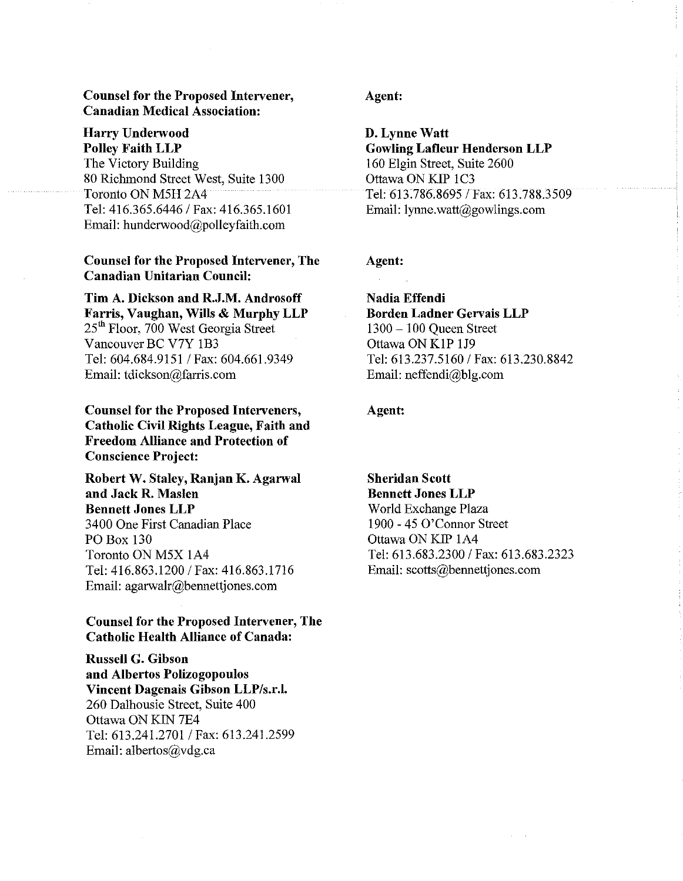**Counsel for the Proposed Intervener, Canadian Medical Association:**

**Harry Underwood**
**Polley Faith LLP**
The Victory Building
80 Richmond Street West, Suite 1300
Toronto ON M5H 2A4
Tel: 416.365.6446 / Fax: 416.365.1601
Email: hunderwood@polleyfaith.com

**Agent:**

**D. Lynne Watt**
**Gowling Lafleur Henderson LLP**
160 Elgin Street, Suite 2600
Ottawa ON KIP 1C3
Tel: 613.786.8695 / Fax: 613.788.3509
Email: lynne.watt@gowlings.com

**Counsel for the Proposed Intervener, The Canadian Unitarian Council:**

**Tim A. Dickson and R.J.M. Androsoff**
**Farris, Vaughan, Wills & Murphy LLP**
25th Floor, 700 West Georgia Street
Vancouver BC V7Y 1B3
Tel: 604.684.9151 / Fax: 604.661.9349
Email: tdickson@farris.com

**Agent:**

**Nadia Effendi**
**Borden Ladner Gervais LLP**
1300 – 100 Queen Street
Ottawa ON K1P 1J9
Tel: 613.237.5160 / Fax: 613.230.8842
Email: neffendi@blg.com

**Counsel for the Proposed Interveners, Catholic Civil Rights League, Faith and Freedom Alliance and Protection of Conscience Project:**

**Robert W. Staley, Ranjan K. Agarwal and Jack R. Maslen**
**Bennett Jones LLP**
3400 One First Canadian Place
PO Box 130
Toronto ON M5X 1A4
Tel: 416.863.1200 / Fax: 416.863.1716
Email: agarwalr@bennettjones.com

**Agent:**

**Sheridan Scott**
**Bennett Jones LLP**
World Exchange Plaza
1900 - 45 O'Connor Street
Ottawa ON KIP 1A4
Tel: 613.683.2300 / Fax: 613.683.2323
Email: scotts@bennettjones.com

**Counsel for the Proposed Intervener, The Catholic Health Alliance of Canada:**

**Russell G. Gibson**
**and Albertos Polizogopoulos**
**Vincent Dagenais Gibson LLP/s.r.l.**
260 Dalhousie Street, Suite 400
Ottawa ON KIN 7E4
Tel: 613.241.2701 / Fax: 613.241.2599
Email: albertos@vdg.ca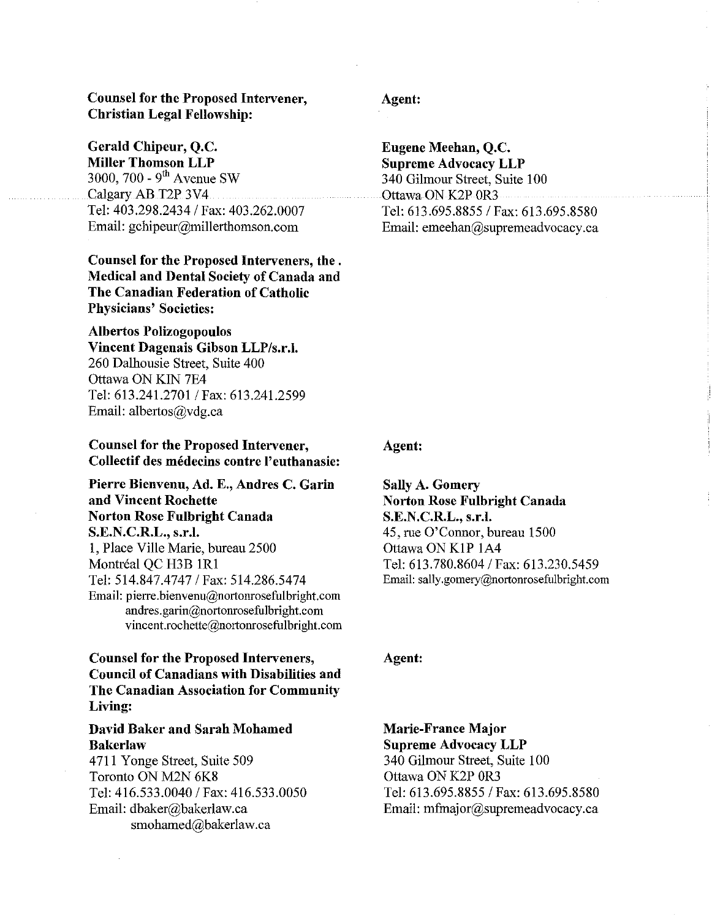**Counsel for the Proposed Intervener, Christian Legal Fellowship:**

**Gerald Chipeur, Q.C.**
**Miller Thomson LLP**
3000, 700 - 9[th] Avenue SW
Calgary AB T2P 3V4
Tel: 403.298.2434 / Fax: 403.262.0007
Email: gchipeur@millerthomson.com

**Agent:**

**Eugene Meehan, Q.C.**
**Supreme Advocacy LLP**
340 Gilmour Street, Suite 100
Ottawa ON K2P 0R3
Tel: 613.695.8855 / Fax: 613.695.8580
Email: emeehan@supremeadvocacy.ca

**Counsel for the Proposed Interveners, the . Medical and Dental Society of Canada and The Canadian Federation of Catholic Physicians' Societies:**

**Albertos Polizogopoulos**
**Vincent Dagenais Gibson LLP/s.r.l.**
260 Dalhousie Street, Suite 400
Ottawa ON KlN 7E4
Tel: 613.241.2701 / Fax: 613.241.2599
Email: albertos@vdg.ca

**Counsel for the Proposed Intervener, Collectif des médecins contre l'euthanasie:**

**Pierre Bienvenu, Ad. E., Andres C. Garin and Vincent Rochette**
**Norton Rose Fulbright Canada S.E.N.C.R.L., s.r.l.**
1, Place Ville Marie, bureau 2500
Montréal QC H3B 1R1
Tel: 514.847.4747 / Fax: 514.286.5474
Email: pierre.bienvenu@nortonrosefulbright.com
andres.garin@nortonrosefulbright.com
vincent.rochette@nortonrosefulbright.com

**Agent:**

**Sally A. Gomery**
**Norton Rose Fulbright Canada S.E.N.C.R.L., s.r.l.**
45, rue O'Connor, bureau 1500
Ottawa ON K1P 1A4
Tel: 613.780.8604 / Fax: 613.230.5459
Email: sally.gomery@nortonrosefulbright.com

**Counsel for the Proposed Interveners, Council of Canadians with Disabilities and The Canadian Association for Community Living:**

**David Baker and Sarah Mohamed**
**Bakerlaw**
4711 Yonge Street, Suite 509
Toronto ON M2N 6K8
Tel: 416.533.0040 / Fax: 416.533.0050
Email: dbaker@bakerlaw.ca
smohamed@bakerlaw.ca

**Agent:**

**Marie-France Major**
**Supreme Advocacy LLP**
340 Gilmour Street, Suite 100
Ottawa ON K2P 0R3
Tel: 613.695.8855 / Fax: 613.695.8580
Email: mfmajor@supremeadvocacy.ca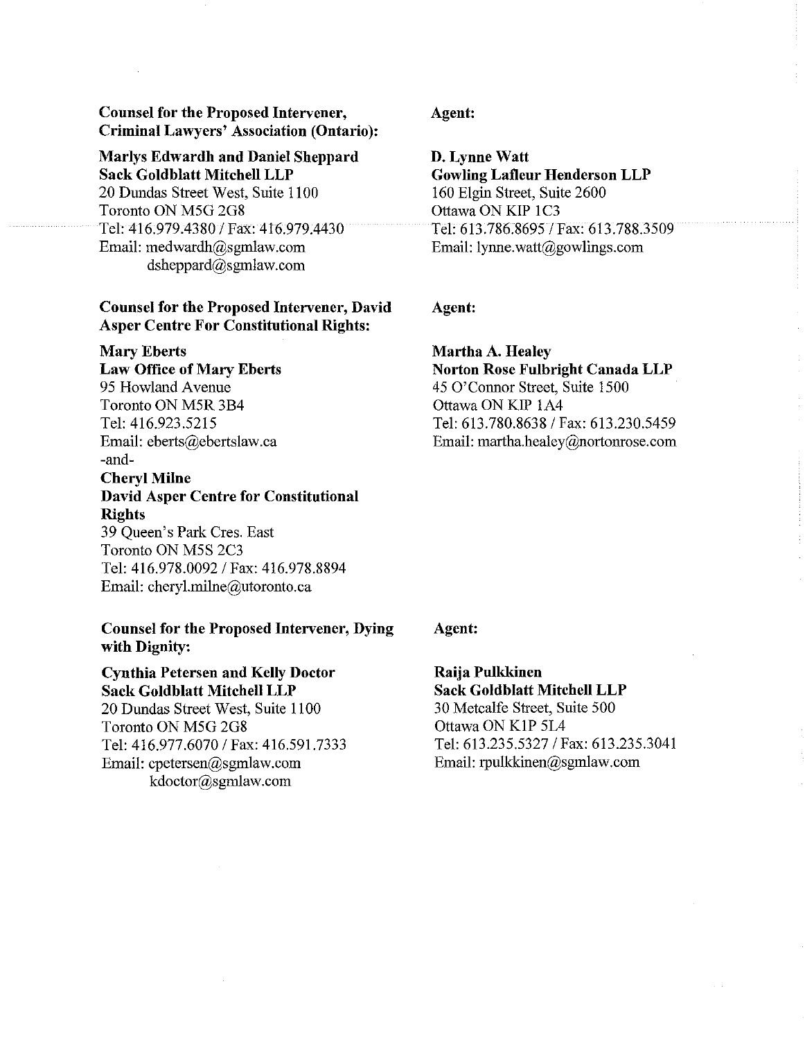**Counsel for the Proposed Intervener, Criminal Lawyers' Association (Ontario):**

**Marlys Edwardh and Daniel Sheppard**
**Sack Goldblatt Mitchell LLP**
20 Dundas Street West, Suite 1100
Toronto ON M5G 2G8
Tel: 416.979.4380 / Fax: 416.979.4430
Email: medwardh@sgmlaw.com
dsheppard@sgmlaw.com

**Agent:**

**D. Lynne Watt**
**Gowling Lafleur Henderson LLP**
160 Elgin Street, Suite 2600
Ottawa ON KIP 1C3
Tel: 613.786.8695 / Fax: 613.788.3509
Email: lynne.watt@gowlings.com

**Counsel for the Proposed Intervener, David Asper Centre For Constitutional Rights:**

**Mary Eberts**
**Law Office of Mary Eberts**
95 Howland Avenue
Toronto ON M5R 3B4
Tel: 416.923.5215
Email: eberts@ebertslaw.ca
-and-
**Cheryl Milne**
**David Asper Centre for Constitutional Rights**
39 Queen's Park Cres. East
Toronto ON M5S 2C3
Tel: 416.978.0092 / Fax: 416.978.8894
Email: cheryl.milne@utoronto.ca

**Agent:**

**Martha A. Healey**
**Norton Rose Fulbright Canada LLP**
45 O'Connor Street, Suite 1500
Ottawa ON KIP 1A4
Tel: 613.780.8638 / Fax: 613.230.5459
Email: martha.healey@nortonrose.com

**Counsel for the Proposed Intervener, Dying with Dignity:**

**Cynthia Petersen and Kelly Doctor**
**Sack Goldblatt Mitchell LLP**
20 Dundas Street West, Suite 1100
Toronto ON M5G 2G8
Tel: 416.977.6070 / Fax: 416.591.7333
Email: cpetersen@sgmlaw.com
kdoctor@sgmlaw.com

**Agent:**

**Raija Pulkkinen**
**Sack Goldblatt Mitchell LLP**
30 Metcalfe Street, Suite 500
Ottawa ON K1P 5L4
Tel: 613.235.5327 / Fax: 613.235.3041
Email: rpulkkinen@sgmlaw.com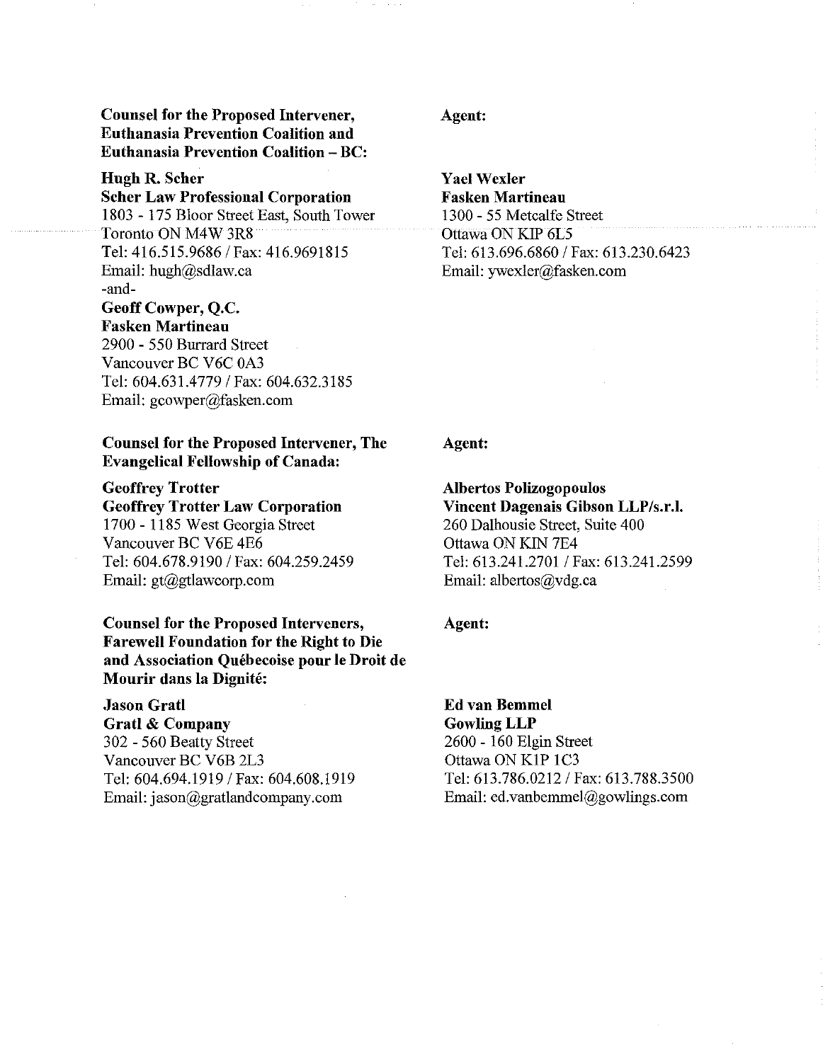**Counsel for the Proposed Intervener, Euthanasia Prevention Coalition and Euthanasia Prevention Coalition – BC:**

**Hugh R. Scher**
**Scher Law Professional Corporation**
1803 - 175 Bloor Street East, South Tower
Toronto ON M4W 3R8
Tel: 416.515.9686 / Fax: 416.9691815
Email: hugh@sdlaw.ca
-and-
**Geoff Cowper, Q.C.**
**Fasken Martineau**
2900 - 550 Burrard Street
Vancouver BC V6C 0A3
Tel: 604.631.4779 / Fax: 604.632.3185
Email: gcowper@fasken.com

**Agent:**

**Yael Wexler**
**Fasken Martineau**
1300 - 55 Metcalfe Street
Ottawa ON KIP 6L5
Tel: 613.696.6860 / Fax: 613.230.6423
Email: ywexler@fasken.com

**Counsel for the Proposed Intervener, The Evangelical Fellowship of Canada:**

**Geoffrey Trotter**
**Geoffrey Trotter Law Corporation**
1700 - 1185 West Georgia Street
Vancouver BC V6E 4E6
Tel: 604.678.9190 / Fax: 604.259.2459
Email: gt@gtlawcorp.com

**Agent:**

**Albertos Polizogopoulos**
**Vincent Dagenais Gibson LLP/s.r.l.**
260 Dalhousie Street, Suite 400
Ottawa ON KIN 7E4
Tel: 613.241.2701 / Fax: 613.241.2599
Email: albertos@vdg.ca

**Counsel for the Proposed Interveners, Farewell Foundation for the Right to Die and Association Québecoise pour le Droit de Mourir dans la Dignité:**

**Jason Gratl**
**Gratl & Company**
302 - 560 Beatty Street
Vancouver BC V6B 2L3
Tel: 604.694.1919 / Fax: 604.608.1919
Email: jason@gratlandcompany.com

**Agent:**

**Ed van Bemmel**
**Gowling LLP**
2600 - 160 Elgin Street
Ottawa ON K1P 1C3
Tel: 613.786.0212 / Fax: 613.788.3500
Email: ed.vanbemmel@gowlings.com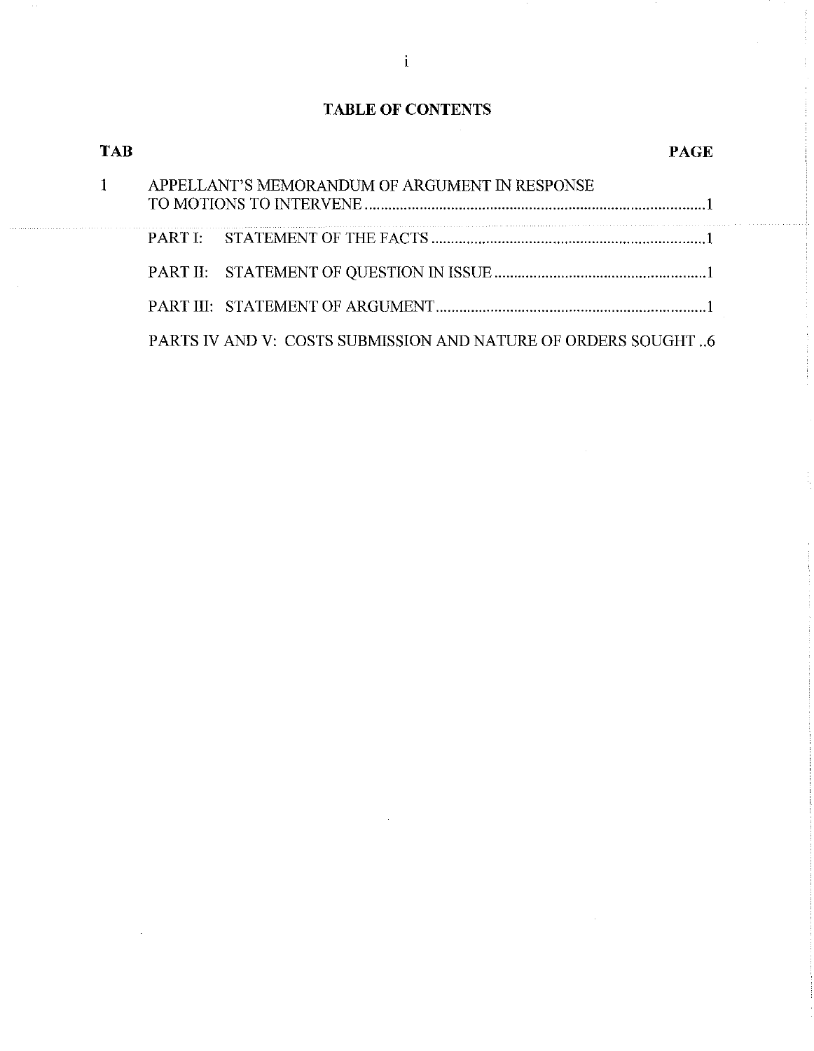# TABLE OF CONTENTS

| TAB | | PAGE |
|---|---|---|
| 1 | APPELLANT'S MEMORANDUM OF ARGUMENT IN RESPONSE TO MOTIONS TO INTERVENE | 1 |
| | PART I: STATEMENT OF THE FACTS | 1 |
| | PART II: STATEMENT OF QUESTION IN ISSUE | 1 |
| | PART III: STATEMENT OF ARGUMENT | 1 |
| | PARTS IV AND V: COSTS SUBMISSION AND NATURE OF ORDERS SOUGHT | 6 |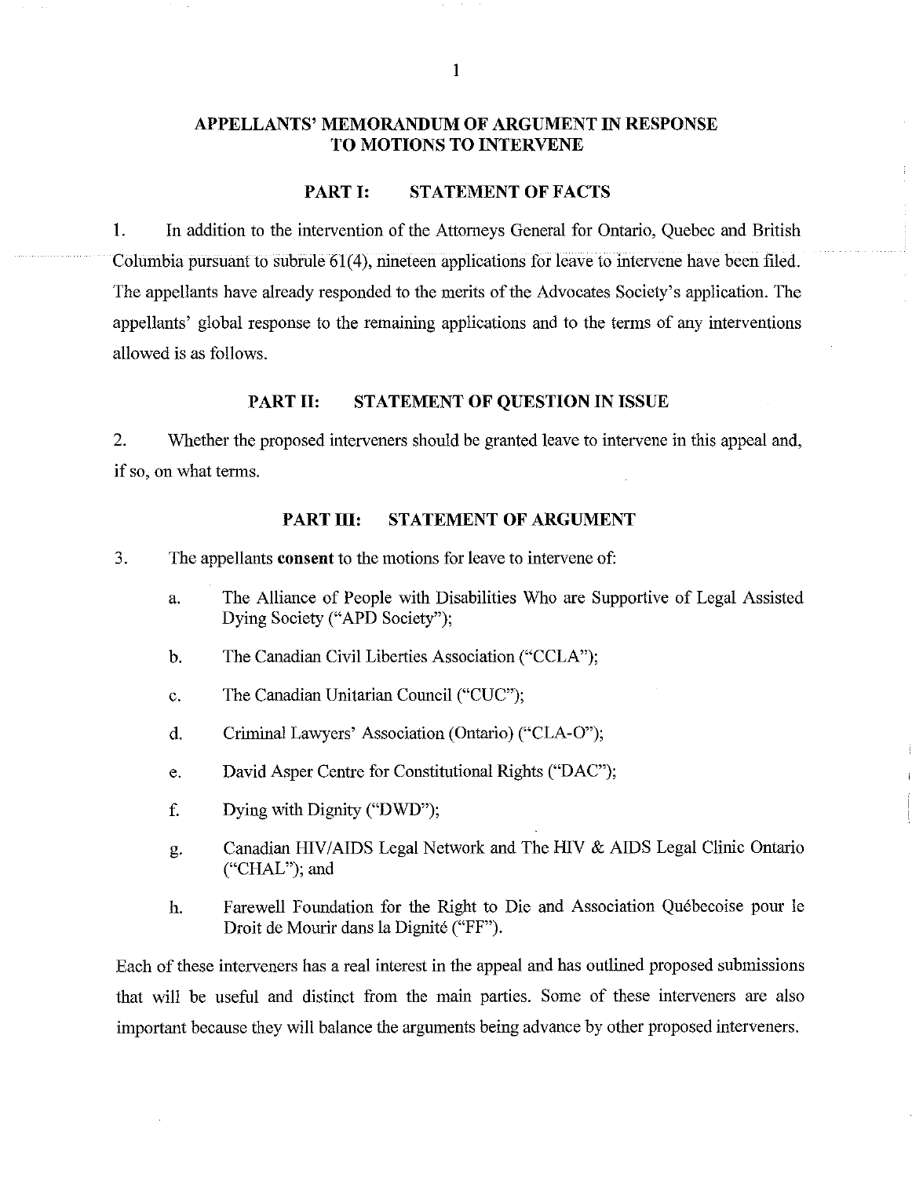## APPELLANTS' MEMORANDUM OF ARGUMENT IN RESPONSE TO MOTIONS TO INTERVENE

### PART I: STATEMENT OF FACTS

1. In addition to the intervention of the Attorneys General for Ontario, Quebec and British Columbia pursuant to subrule 61(4), nineteen applications for leave to intervene have been filed. The appellants have already responded to the merits of the Advocates Society's application. The appellants' global response to the remaining applications and to the terms of any interventions allowed is as follows.

### PART II: STATEMENT OF QUESTION IN ISSUE

2. Whether the proposed interveners should be granted leave to intervene in this appeal and, if so, on what terms.

### PART III: STATEMENT OF ARGUMENT

3. The appellants **consent** to the motions for leave to intervene of:

   a. The Alliance of People with Disabilities Who are Supportive of Legal Assisted Dying Society ("APD Society");

   b. The Canadian Civil Liberties Association ("CCLA");

   c. The Canadian Unitarian Council ("CUC");

   d. Criminal Lawyers' Association (Ontario) ("CLA-O");

   e. David Asper Centre for Constitutional Rights ("DAC");

   f. Dying with Dignity ("DWD");

   g. Canadian HIV/AIDS Legal Network and The HIV & AIDS Legal Clinic Ontario ("CHAL"); and

   h. Farewell Foundation for the Right to Die and Association Québecoise pour le Droit de Mourir dans la Dignité ("FF").

Each of these interveners has a real interest in the appeal and has outlined proposed submissions that will be useful and distinct from the main parties. Some of these interveners are also important because they will balance the arguments being advance by other proposed interveners.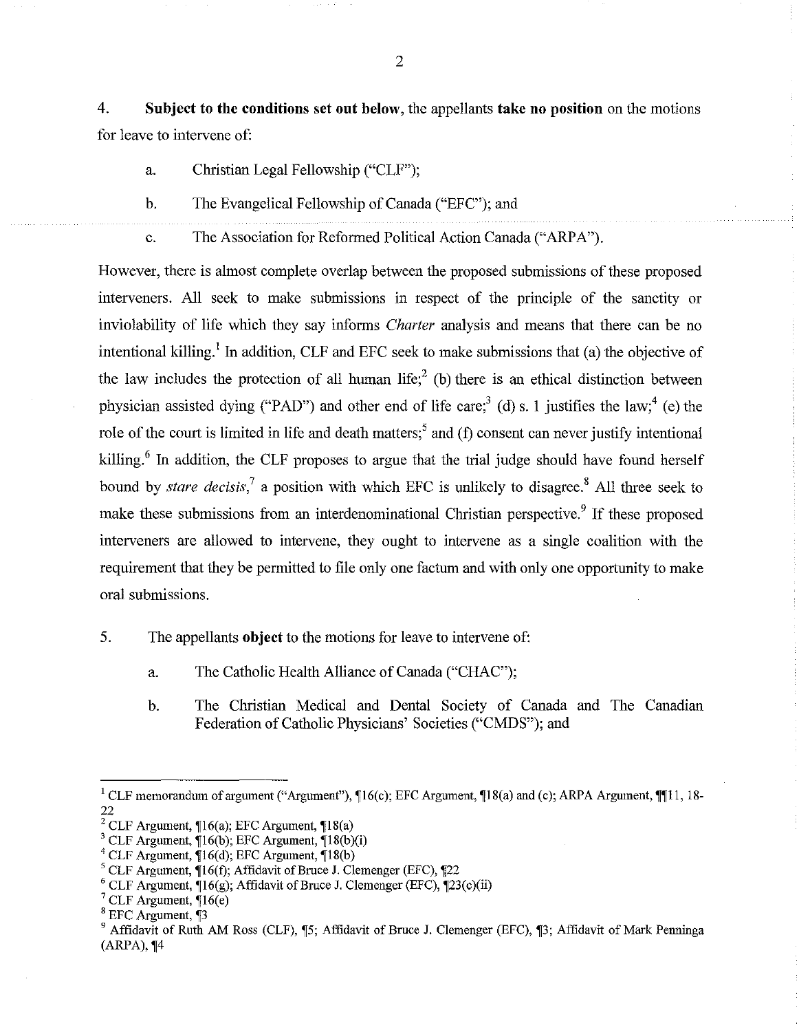4. **Subject to the conditions set out below**, the appellants **take no position** on the motions for leave to intervene of:

   a. Christian Legal Fellowship ("CLF");

   b. The Evangelical Fellowship of Canada ("EFC"); and

   c. The Association for Reformed Political Action Canada ("ARPA").

However, there is almost complete overlap between the proposed submissions of these proposed interveners. All seek to make submissions in respect of the principle of the sanctity or inviolability of life which they say informs *Charter* analysis and means that there can be no intentional killing.[1] In addition, CLF and EFC seek to make submissions that (a) the objective of the law includes the protection of all human life;[2] (b) there is an ethical distinction between physician assisted dying ("PAD") and other end of life care;[3] (d) s. 1 justifies the law;[4] (e) the role of the court is limited in life and death matters;[5] and (f) consent can never justify intentional killing.[6] In addition, the CLF proposes to argue that the trial judge should have found herself bound by *stare decisis*,[7] a position with which EFC is unlikely to disagree.[8] All three seek to make these submissions from an interdenominational Christian perspective.[9] If these proposed interveners are allowed to intervene, they ought to intervene as a single coalition with the requirement that they be permitted to file only one factum and with only one opportunity to make oral submissions.

5. The appellants **object** to the motions for leave to intervene of:

   a. The Catholic Health Alliance of Canada ("CHAC");

   b. The Christian Medical and Dental Society of Canada and The Canadian Federation of Catholic Physicians' Societies ("CMDS"); and

---

[1] CLF memorandum of argument ("Argument"), ¶16(c); EFC Argument, ¶18(a) and (c); ARPA Argument, ¶¶11, 18-22

[2] CLF Argument, ¶16(a); EFC Argument, ¶18(a)

[3] CLF Argument, ¶16(b); EFC Argument, ¶18(b)(i)

[4] CLF Argument, ¶16(d); EFC Argument, ¶18(b)

[5] CLF Argument, ¶16(f); Affidavit of Bruce J. Clemenger (EFC), ¶22

[6] CLF Argument, ¶16(g); Affidavit of Bruce J. Clemenger (EFC), ¶23(c)(ii)

[7] CLF Argument, ¶16(e)

[8] EFC Argument, ¶3

[9] Affidavit of Ruth AM Ross (CLF), ¶5; Affidavit of Bruce J. Clemenger (EFC), ¶3; Affidavit of Mark Penninga (ARPA), ¶4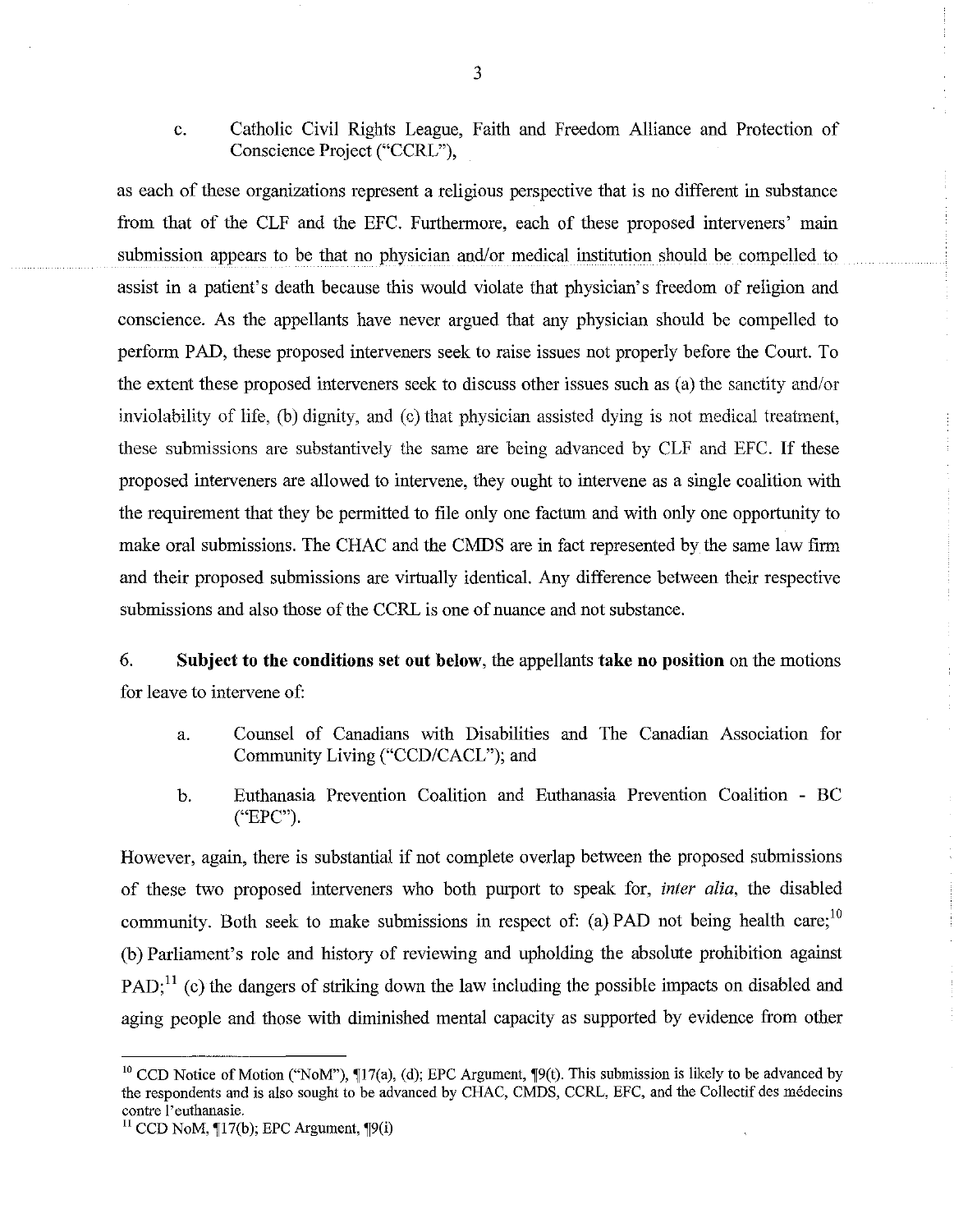c. Catholic Civil Rights League, Faith and Freedom Alliance and Protection of Conscience Project ("CCRL"),

as each of these organizations represent a religious perspective that is no different in substance from that of the CLF and the EFC. Furthermore, each of these proposed interveners' main submission appears to be that no physician and/or medical institution should be compelled to assist in a patient's death because this would violate that physician's freedom of religion and conscience. As the appellants have never argued that any physician should be compelled to perform PAD, these proposed interveners seek to raise issues not properly before the Court. To the extent these proposed interveners seek to discuss other issues such as (a) the sanctity and/or inviolability of life, (b) dignity, and (c) that physician assisted dying is not medical treatment, these submissions are substantively the same are being advanced by CLF and EFC. If these proposed interveners are allowed to intervene, they ought to intervene as a single coalition with the requirement that they be permitted to file only one factum and with only one opportunity to make oral submissions. The CHAC and the CMDS are in fact represented by the same law firm and their proposed submissions are virtually identical. Any difference between their respective submissions and also those of the CCRL is one of nuance and not substance.

6. **Subject to the conditions set out below**, the appellants **take no position** on the motions for leave to intervene of:

a. Counsel of Canadians with Disabilities and The Canadian Association for Community Living ("CCD/CACL"); and

b. Euthanasia Prevention Coalition and Euthanasia Prevention Coalition - BC ("EPC").

However, again, there is substantial if not complete overlap between the proposed submissions of these two proposed interveners who both purport to speak for, *inter alia*, the disabled community. Both seek to make submissions in respect of: (a) PAD not being health care;[10] (b) Parliament's role and history of reviewing and upholding the absolute prohibition against PAD;[11] (c) the dangers of striking down the law including the possible impacts on disabled and aging people and those with diminished mental capacity as supported by evidence from other

---

[10] CCD Notice of Motion ("NoM"), ¶17(a), (d); EPC Argument, ¶9(t). This submission is likely to be advanced by the respondents and is also sought to be advanced by CHAC, CMDS, CCRL, EFC, and the Collectif des médecins contre l'euthanasie.

[11] CCD NoM, ¶17(b); EPC Argument, ¶9(i)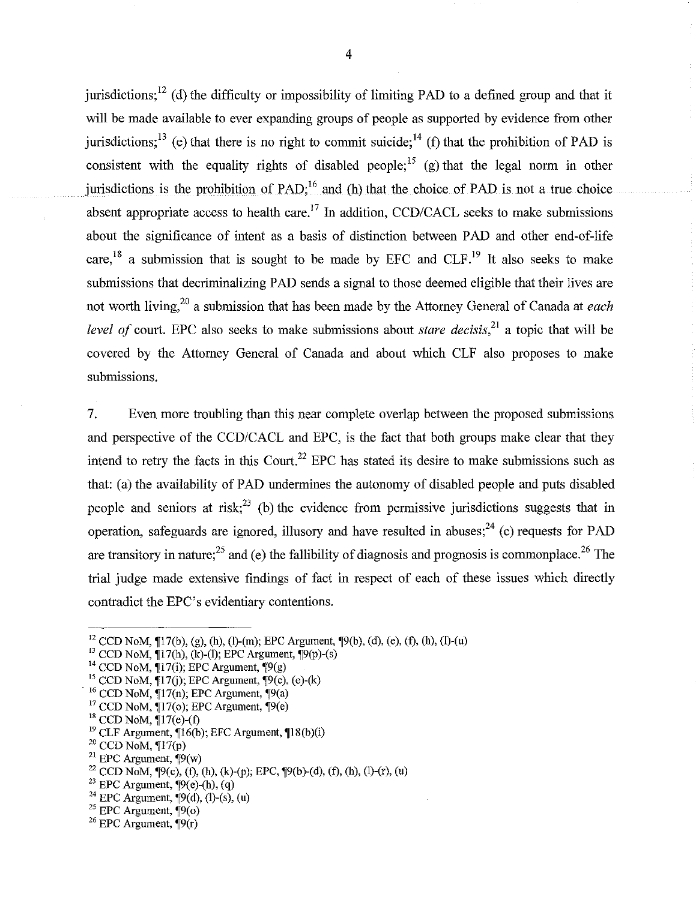jurisdictions;[12] (d) the difficulty or impossibility of limiting PAD to a defined group and that it will be made available to ever expanding groups of people as supported by evidence from other jurisdictions;[13] (e) that there is no right to commit suicide;[14] (f) that the prohibition of PAD is consistent with the equality rights of disabled people;[15] (g) that the legal norm in other jurisdictions is the prohibition of PAD;[16] and (h) that the choice of PAD is not a true choice absent appropriate access to health care.[17] In addition, CCD/CACL seeks to make submissions about the significance of intent as a basis of distinction between PAD and other end-of-life care,[18] a submission that is sought to be made by EFC and CLF.[19] It also seeks to make submissions that decriminalizing PAD sends a signal to those deemed eligible that their lives are not worth living,[20] a submission that has been made by the Attorney General of Canada at *each level of* court. EPC also seeks to make submissions about *stare decisis*,[21] a topic that will be covered by the Attorney General of Canada and about which CLF also proposes to make submissions.

7. Even more troubling than this near complete overlap between the proposed submissions and perspective of the CCD/CACL and EPC, is the fact that both groups make clear that they intend to retry the facts in this Court.[22] EPC has stated its desire to make submissions such as that: (a) the availability of PAD undermines the autonomy of disabled people and puts disabled people and seniors at risk;[23] (b) the evidence from permissive jurisdictions suggests that in operation, safeguards are ignored, illusory and have resulted in abuses;[24] (c) requests for PAD are transitory in nature;[25] and (e) the fallibility of diagnosis and prognosis is commonplace.[26] The trial judge made extensive findings of fact in respect of each of these issues which directly contradict the EPC's evidentiary contentions.

---

[12] CCD NoM, ¶17(b), (g), (h), (l)-(m); EPC Argument, ¶9(b), (d), (e), (f), (h), (l)-(u)

[13] CCD NoM, ¶17(h), (k)-(l); EPC Argument, ¶9(p)-(s)

[14] CCD NoM, ¶17(i); EPC Argument, ¶9(g)

[15] CCD NoM, ¶17(j); EPC Argument, ¶9(c), (e)-(k)

[16] CCD NoM, ¶17(n); EPC Argument, ¶9(a)

[17] CCD NoM, ¶17(o); EPC Argument, ¶9(e)

[18] CCD NoM, ¶17(e)-(f)

[19] CLF Argument, ¶16(b); EFC Argument, ¶18(b)(i)

[20] CCD NoM, ¶17(p)

[21] EPC Argument, ¶9(w)

[22] CCD NoM, ¶9(c), (f), (h), (k)-(p); EPC, ¶9(b)-(d), (f), (h), (l)-(r), (u)

[23] EPC Argument, ¶9(e)-(h), (q)

[24] EPC Argument, ¶9(d), (l)-(s), (u)

[25] EPC Argument, ¶9(o)

[26] EPC Argument, ¶9(r)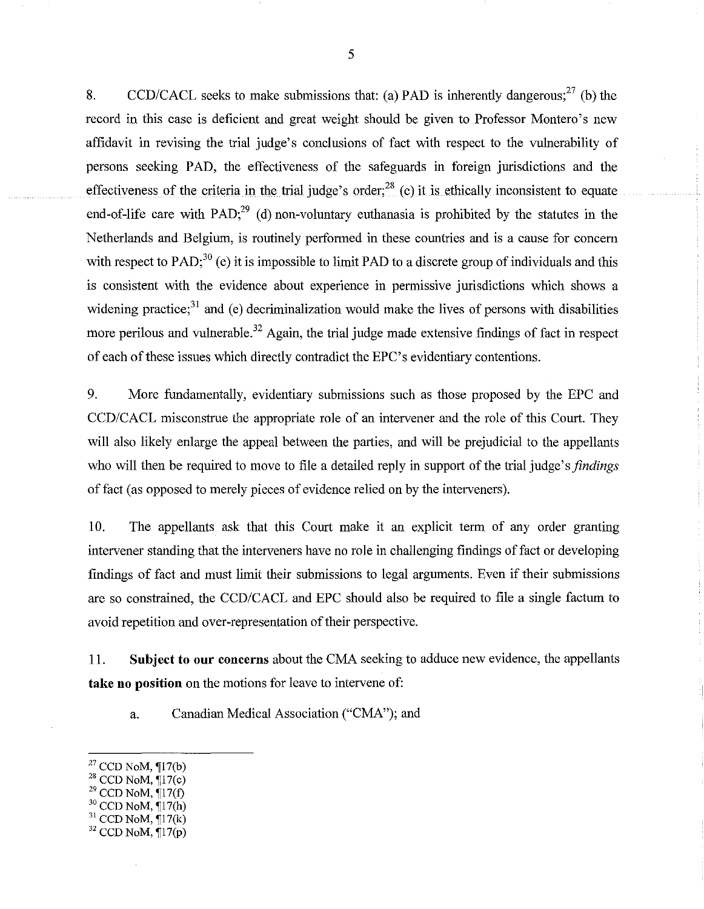8. CCD/CACL seeks to make submissions that: (a) PAD is inherently dangerous;[27] (b) the record in this case is deficient and great weight should be given to Professor Montero's new affidavit in revising the trial judge's conclusions of fact with respect to the vulnerability of persons seeking PAD, the effectiveness of the safeguards in foreign jurisdictions and the effectiveness of the criteria in the trial judge's order;[28] (c) it is ethically inconsistent to equate end-of-life care with PAD;[29] (d) non-voluntary euthanasia is prohibited by the statutes in the Netherlands and Belgium, is routinely performed in these countries and is a cause for concern with respect to PAD;[30] (e) it is impossible to limit PAD to a discrete group of individuals and this is consistent with the evidence about experience in permissive jurisdictions which shows a widening practice;[31] and (e) decriminalization would make the lives of persons with disabilities more perilous and vulnerable.[32] Again, the trial judge made extensive findings of fact in respect of each of these issues which directly contradict the EPC's evidentiary contentions.

9. More fundamentally, evidentiary submissions such as those proposed by the EPC and CCD/CACL misconstrue the appropriate role of an intervener and the role of this Court. They will also likely enlarge the appeal between the parties, and will be prejudicial to the appellants who will then be required to move to file a detailed reply in support of the trial judge's *findings* of fact (as opposed to merely pieces of evidence relied on by the interveners).

10. The appellants ask that this Court make it an explicit term of any order granting intervener standing that the interveners have no role in challenging findings of fact or developing findings of fact and must limit their submissions to legal arguments. Even if their submissions are so constrained, the CCD/CACL and EPC should also be required to file a single factum to avoid repetition and over-representation of their perspective.

11. **Subject to our concerns** about the CMA seeking to adduce new evidence, the appellants **take no position** on the motions for leave to intervene of:

a. Canadian Medical Association ("CMA"); and

---

[27] CCD NoM, ¶17(b)
[28] CCD NoM, ¶17(c)
[29] CCD NoM, ¶17(f)
[30] CCD NoM, ¶17(h)
[31] CCD NoM, ¶17(k)
[32] CCD NoM, ¶17(p)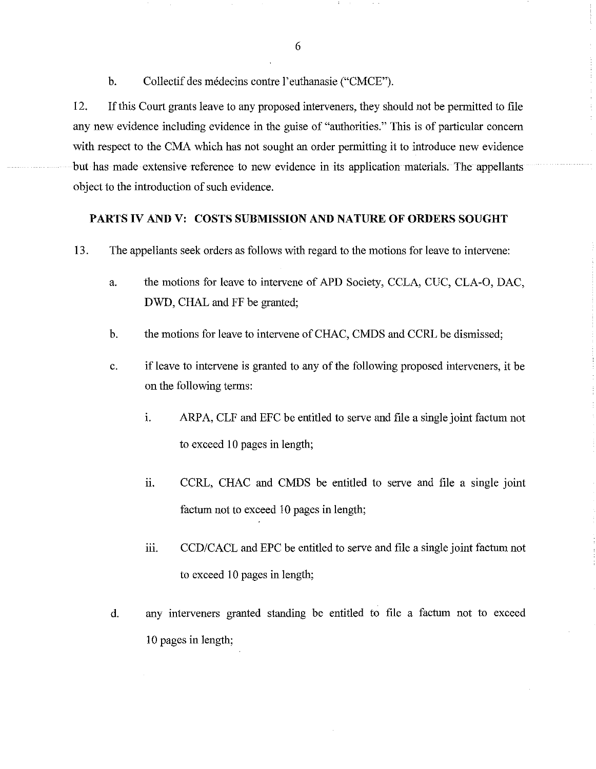b. Collectif des médecins contre l'euthanasie ("CMCE").

12. If this Court grants leave to any proposed interveners, they should not be permitted to file any new evidence including evidence in the guise of "authorities." This is of particular concern with respect to the CMA which has not sought an order permitting it to introduce new evidence but has made extensive reference to new evidence in its application materials. The appellants object to the introduction of such evidence.

## PARTS IV AND V: COSTS SUBMISSION AND NATURE OF ORDERS SOUGHT

13. The appellants seek orders as follows with regard to the motions for leave to intervene:

   a. the motions for leave to intervene of APD Society, CCLA, CUC, CLA-O, DAC, DWD, CHAL and FF be granted;

   b. the motions for leave to intervene of CHAC, CMDS and CCRL be dismissed;

   c. if leave to intervene is granted to any of the following proposed interveners, it be on the following terms:

      i. ARPA, CLF and EFC be entitled to serve and file a single joint factum not to exceed 10 pages in length;

      ii. CCRL, CHAC and CMDS be entitled to serve and file a single joint factum not to exceed 10 pages in length;

      iii. CCD/CACL and EPC be entitled to serve and file a single joint factum not to exceed 10 pages in length;

   d. any interveners granted standing be entitled to file a factum not to exceed 10 pages in length;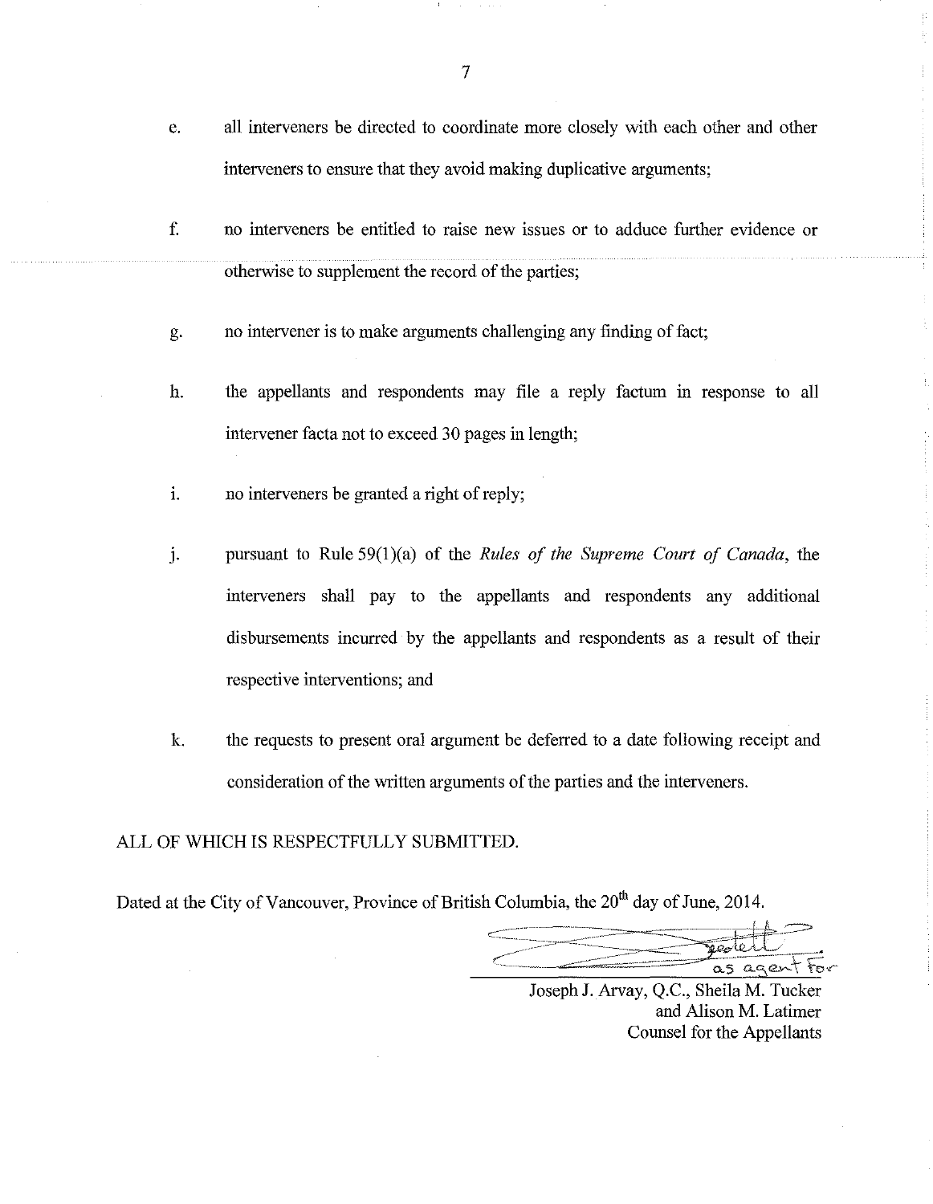e. all interveners be directed to coordinate more closely with each other and other interveners to ensure that they avoid making duplicative arguments;

f. no interveners be entitled to raise new issues or to adduce further evidence or otherwise to supplement the record of the parties;

g. no intervener is to make arguments challenging any finding of fact;

h. the appellants and respondents may file a reply factum in response to all intervener facta not to exceed 30 pages in length;

i. no interveners be granted a right of reply;

j. pursuant to Rule 59(1)(a) of the *Rules of the Supreme Court of Canada*, the interveners shall pay to the appellants and respondents any additional disbursements incurred by the appellants and respondents as a result of their respective interventions; and

k. the requests to present oral argument be deferred to a date following receipt and consideration of the written arguments of the parties and the interveners.

ALL OF WHICH IS RESPECTFULLY SUBMITTED.

Dated at the City of Vancouver, Province of British Columbia, the 20th day of June, 2014.

as agent for

Joseph J. Arvay, Q.C., Sheila M. Tucker
and Alison M. Latimer
Counsel for the Appellants